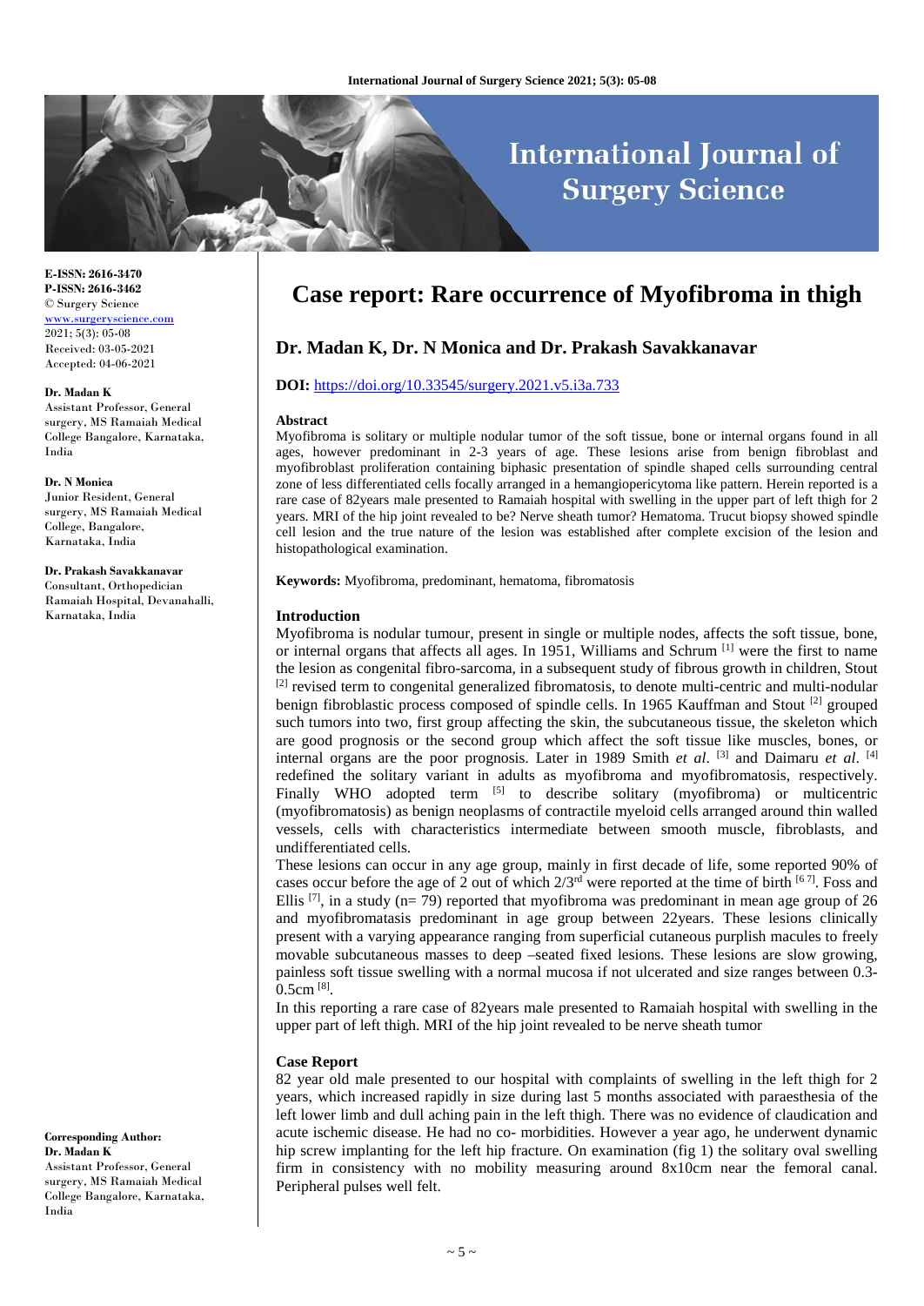# Case report: Rare occurrence of Myofibroma in thigh

## Dr. Madan K, Dr. N Monica and Dr. Prakash Savakkanavar

**DOI:** https://doi.org/10.33545/surgery.2021.v5.i3a.733

E-ISSN: 2616-3470
P-ISSN: 2616-3462
© Surgery Science
www.surgeryscience.com
2021; 5(3): 05-08
Received: 03-05-2021
Accepted: 04-06-2021

**Dr. Madan K**
Assistant Professor, General surgery, MS Ramaiah Medical College Bangalore, Karnataka, India

**Dr. N Monica**
Junior Resident, General surgery, MS Ramaiah Medical College, Bangalore, Karnataka, India

**Dr. Prakash Savakkanavar**
Consultant, Orthopedician Ramaiah Hospital, Devanahalli, Karnataka, India

**Corresponding Author:**
**Dr. Madan K**
Assistant Professor, General surgery, MS Ramaiah Medical College Bangalore, Karnataka, India

### Abstract

Myofibroma is solitary or multiple nodular tumor of the soft tissue, bone or internal organs found in all ages, however predominant in 2-3 years of age. These lesions arise from benign fibroblast and myofibroblast proliferation containing biphasic presentation of spindle shaped cells surrounding central zone of less differentiated cells focally arranged in a hemangiopericytoma like pattern. Herein reported is a rare case of 82years male presented to Ramaiah hospital with swelling in the upper part of left thigh for 2 years. MRI of the hip joint revealed to be? Nerve sheath tumor? Hematoma. Trucut biopsy showed spindle cell lesion and the true nature of the lesion was established after complete excision of the lesion and histopathological examination.

**Keywords:** Myofibroma, predominant, hematoma, fibromatosis

### Introduction

Myofibroma is nodular tumour, present in single or multiple nodes, affects the soft tissue, bone, or internal organs that affects all ages. In 1951, Williams and Schrum [1] were the first to name the lesion as congenital fibro-sarcoma, in a subsequent study of fibrous growth in children, Stout [2] revised term to congenital generalized fibromatosis, to denote multi-centric and multi-nodular benign fibroblastic process composed of spindle cells. In 1965 Kauffman and Stout [2] grouped such tumors into two, first group affecting the skin, the subcutaneous tissue, the skeleton which are good prognosis or the second group which affect the soft tissue like muscles, bones, or internal organs are the poor prognosis. Later in 1989 Smith *et al*. [3] and Daimaru *et al*. [4] redefined the solitary variant in adults as myofibroma and myofibromatosis, respectively. Finally WHO adopted term [5] to describe solitary (myofibroma) or multicentric (myofibromatosis) as benign neoplasms of contractile myeloid cells arranged around thin walled vessels, cells with characteristics intermediate between smooth muscle, fibroblasts, and undifferentiated cells.

These lesions can occur in any age group, mainly in first decade of life, some reported 90% of cases occur before the age of 2 out of which 2/3rd were reported at the time of birth [6 7]. Foss and Ellis [7], in a study (n= 79) reported that myofibroma was predominant in mean age group of 26 and myofibromatasis predominant in age group between 22years. These lesions clinically present with a varying appearance ranging from superficial cutaneous purplish macules to freely movable subcutaneous masses to deep –seated fixed lesions. These lesions are slow growing, painless soft tissue swelling with a normal mucosa if not ulcerated and size ranges between 0.3-0.5cm [8].

In this reporting a rare case of 82years male presented to Ramaiah hospital with swelling in the upper part of left thigh. MRI of the hip joint revealed to be nerve sheath tumor

### Case Report

82 year old male presented to our hospital with complaints of swelling in the left thigh for 2 years, which increased rapidly in size during last 5 months associated with paraesthesia of the left lower limb and dull aching pain in the left thigh. There was no evidence of claudication and acute ischemic disease. He had no co- morbidities. However a year ago, he underwent dynamic hip screw implanting for the left hip fracture. On examination (fig 1) the solitary oval swelling firm in consistency with no mobility measuring around 8x10cm near the femoral canal. Peripheral pulses well felt.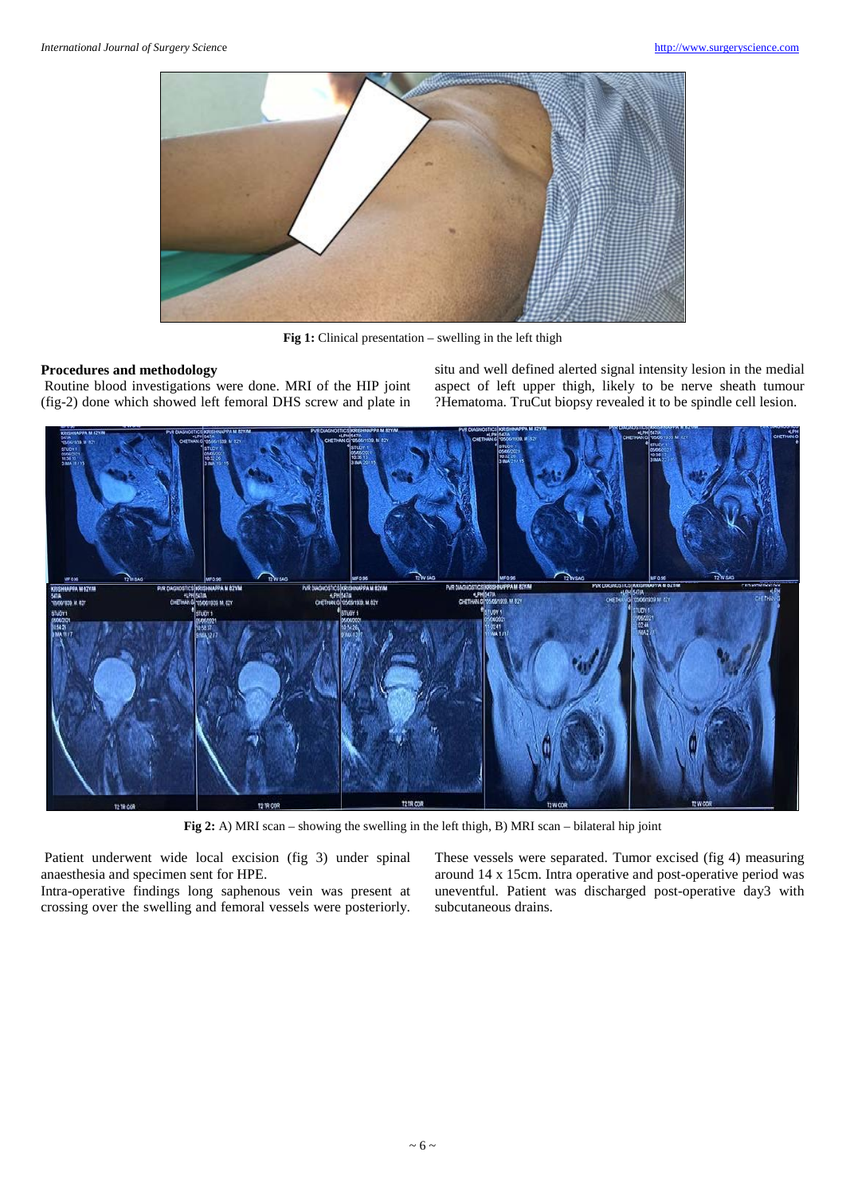Fig 1: Clinical presentation – swelling in the left thigh

**Procedures and methodology**

Routine blood investigations were done. MRI of the HIP joint (fig-2) done which showed left femoral DHS screw and plate in situ and well defined alerted signal intensity lesion in the medial aspect of left upper thigh, likely to be nerve sheath tumour ?Hematoma. TruCut biopsy revealed it to be spindle cell lesion.

Fig 2: A) MRI scan – showing the swelling in the left thigh, B) MRI scan – bilateral hip joint

Patient underwent wide local excision (fig 3) under spinal anaesthesia and specimen sent for HPE.

Intra-operative findings long saphenous vein was present at crossing over the swelling and femoral vessels were posteriorly. These vessels were separated. Tumor excised (fig 4) measuring around 14 x 15cm. Intra operative and post-operative period was uneventful. Patient was discharged post-operative day3 with subcutaneous drains.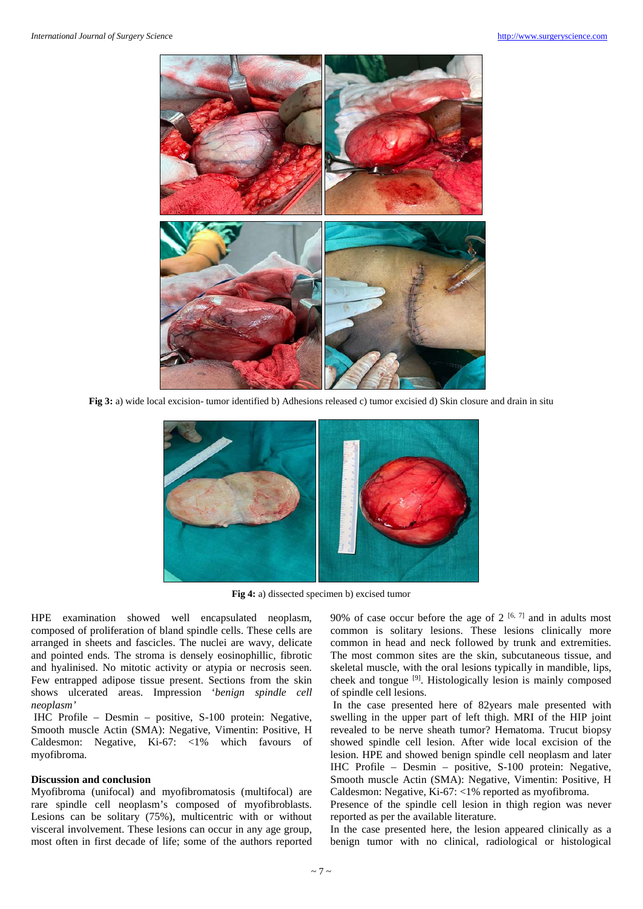**Fig 3:** a) wide local excision- tumor identified b) Adhesions released c) tumor excisied d) Skin closure and drain in situ

**Fig 4:** a) dissected specimen b) excised tumor

HPE examination showed well encapsulated neoplasm, composed of proliferation of bland spindle cells. These cells are arranged in sheets and fascicles. The nuclei are wavy, delicate and pointed ends. The stroma is densely eosinophillic, fibrotic and hyalinised. No mitotic activity or atypia or necrosis seen. Few entrapped adipose tissue present. Sections from the skin shows ulcerated areas. Impression '*benign spindle cell neoplasm'*

IHC Profile – Desmin – positive, S-100 protein: Negative, Smooth muscle Actin (SMA): Negative, Vimentin: Positive, H Caldesmon: Negative, Ki-67: <1% which favours of myofibroma.

**Discussion and conclusion**

Myofibroma (unifocal) and myofibromatosis (multifocal) are rare spindle cell neoplasm's composed of myofibroblasts. Lesions can be solitary (75%), multicentric with or without visceral involvement. These lesions can occur in any age group, most often in first decade of life; some of the authors reported 90% of case occur before the age of 2 [6, 7] and in adults most common is solitary lesions. These lesions clinically more common in head and neck followed by trunk and extremities. The most common sites are the skin, subcutaneous tissue, and skeletal muscle, with the oral lesions typically in mandible, lips, cheek and tongue [9]. Histologically lesion is mainly composed of spindle cell lesions.

In the case presented here of 82years male presented with swelling in the upper part of left thigh. MRI of the HIP joint revealed to be nerve sheath tumor? Hematoma. Trucut biopsy showed spindle cell lesion. After wide local excision of the lesion. HPE and showed benign spindle cell neoplasm and later IHC Profile – Desmin – positive, S-100 protein: Negative, Smooth muscle Actin (SMA): Negative, Vimentin: Positive, H Caldesmon: Negative, Ki-67: <1% reported as myofibroma.

Presence of the spindle cell lesion in thigh region was never reported as per the available literature.

In the case presented here, the lesion appeared clinically as a benign tumor with no clinical, radiological or histological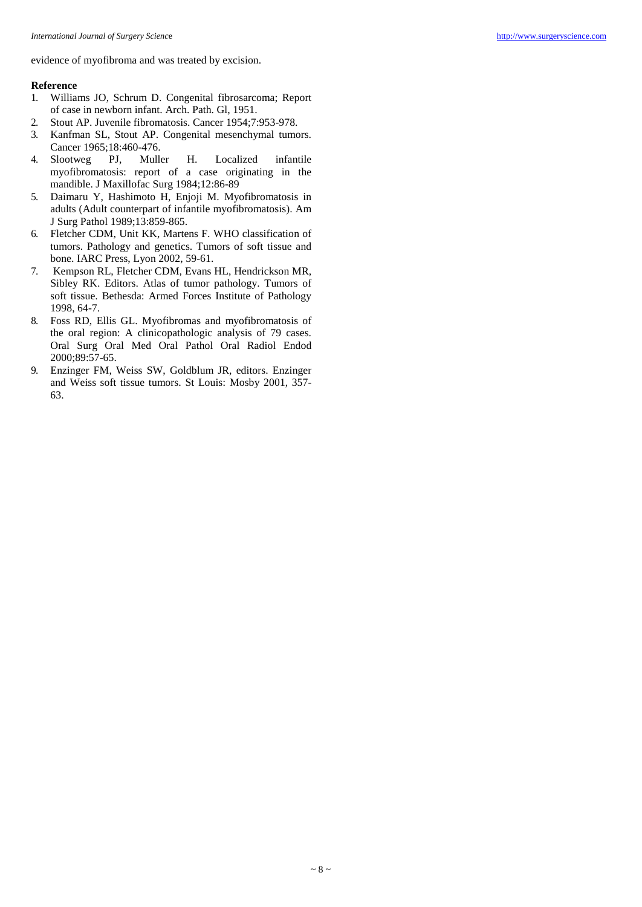evidence of myofibroma and was treated by excision.

## Reference

1. Williams JO, Schrum D. Congenital fibrosarcoma; Report of case in newborn infant. Arch. Path. Gl, 1951.
2. Stout AP. Juvenile fibromatosis. Cancer 1954;7:953-978.
3. Kanfman SL, Stout AP. Congenital mesenchymal tumors. Cancer 1965;18:460-476.
4. Slootweg PJ, Muller H. Localized infantile myofibromatosis: report of a case originating in the mandible. J Maxillofac Surg 1984;12:86-89
5. Daimaru Y, Hashimoto H, Enjoji M. Myofibromatosis in adults (Adult counterpart of infantile myofibromatosis). Am J Surg Pathol 1989;13:859-865.
6. Fletcher CDM, Unit KK, Martens F. WHO classification of tumors. Pathology and genetics. Tumors of soft tissue and bone. IARC Press, Lyon 2002, 59-61.
7. Kempson RL, Fletcher CDM, Evans HL, Hendrickson MR, Sibley RK. Editors. Atlas of tumor pathology. Tumors of soft tissue. Bethesda: Armed Forces Institute of Pathology 1998, 64-7.
8. Foss RD, Ellis GL. Myofibromas and myofibromatosis of the oral region: A clinicopathologic analysis of 79 cases. Oral Surg Oral Med Oral Pathol Oral Radiol Endod 2000;89:57-65.
9. Enzinger FM, Weiss SW, Goldblum JR, editors. Enzinger and Weiss soft tissue tumors. St Louis: Mosby 2001, 357-63.